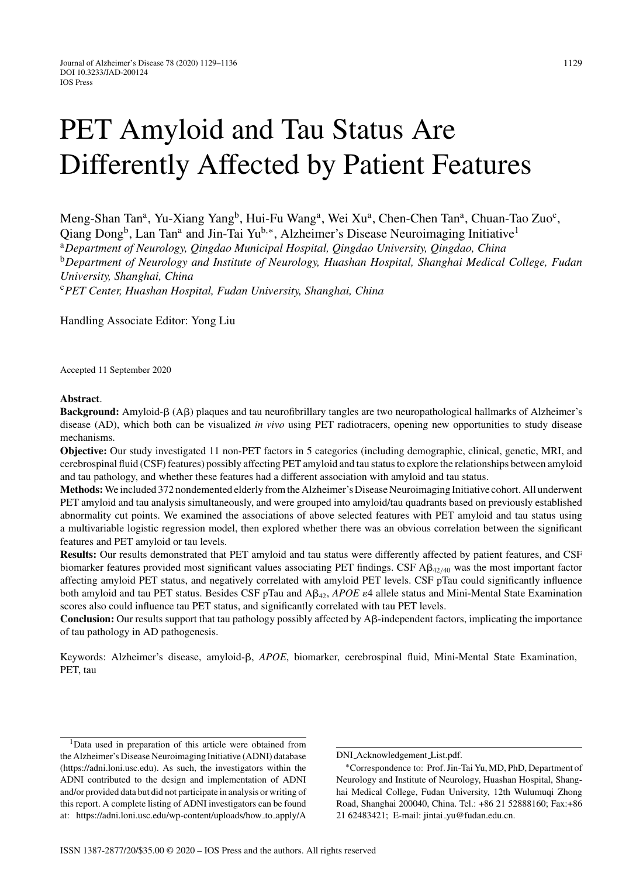# PET Amyloid and Tau Status Are Differently Affected by Patient Features

Meng-Shan Tan[a], Yu-Xiang Yang[b], Hui-Fu Wang[a], Wei Xu[a], Chen-Chen Tan[a], Chuan-Tao Zuo[c], Qiang Dong[b], Lan Tan[a] and Jin-Tai Yu[b,*], Alzheimer's Disease Neuroimaging Initiative[1]

[a]*Department of Neurology, Qingdao Municipal Hospital, Qingdao University, Qingdao, China*
[b]*Department of Neurology and Institute of Neurology, Huashan Hospital, Shanghai Medical College, Fudan University, Shanghai, China*
[c]*PET Center, Huashan Hospital, Fudan University, Shanghai, China*

Handling Associate Editor: Yong Liu

Accepted 11 September 2020

**Abstract**.

**Background:** Amyloid-β (Aβ) plaques and tau neurofibrillary tangles are two neuropathological hallmarks of Alzheimer's disease (AD), which both can be visualized *in vivo* using PET radiotracers, opening new opportunities to study disease mechanisms.

**Objective:** Our study investigated 11 non-PET factors in 5 categories (including demographic, clinical, genetic, MRI, and cerebrospinal fluid (CSF) features) possibly affecting PET amyloid and tau status to explore the relationships between amyloid and tau pathology, and whether these features had a different association with amyloid and tau status.

**Methods:** We included 372 nondemented elderly from the Alzheimer's Disease Neuroimaging Initiative cohort. All underwent PET amyloid and tau analysis simultaneously, and were grouped into amyloid/tau quadrants based on previously established abnormality cut points. We examined the associations of above selected features with PET amyloid and tau status using a multivariable logistic regression model, then explored whether there was an obvious correlation between the significant features and PET amyloid or tau levels.

**Results:** Our results demonstrated that PET amyloid and tau status were differently affected by patient features, and CSF biomarker features provided most significant values associating PET findings. CSF $A\beta_{42/40}$ was the most important factor affecting amyloid PET status, and negatively correlated with amyloid PET levels. CSF pTau could significantly influence both amyloid and tau PET status. Besides CSF pTau and $A\beta_{42}$, *APOE* ε4 allele status and Mini-Mental State Examination scores also could influence tau PET status, and significantly correlated with tau PET levels.

**Conclusion:** Our results support that tau pathology possibly affected by Aβ-independent factors, implicating the importance of tau pathology in AD pathogenesis.

Keywords: Alzheimer's disease, amyloid-β, *APOE*, biomarker, cerebrospinal fluid, Mini-Mental State Examination, PET, tau

---

[1]Data used in preparation of this article were obtained from the Alzheimer's Disease Neuroimaging Initiative (ADNI) database (https://adni.loni.usc.edu). As such, the investigators within the ADNI contributed to the design and implementation of ADNI and/or provided data but did not participate in analysis or writing of this report. A complete listing of ADNI investigators can be found at: https://adni.loni.usc.edu/wp-content/uploads/how_to_apply/ADNI_Acknowledgement_List.pdf.

*Correspondence to: Prof. Jin-Tai Yu, MD, PhD, Department of Neurology and Institute of Neurology, Huashan Hospital, Shanghai Medical College, Fudan University, 12th Wulumuqi Zhong Road, Shanghai 200040, China. Tel.: +86 21 52888160; Fax:+86 21 62483421; E-mail: jintai_yu@fudan.edu.cn.

ISSN 1387-2877/20/$35.00 © 2020 – IOS Press and the authors. All rights reserved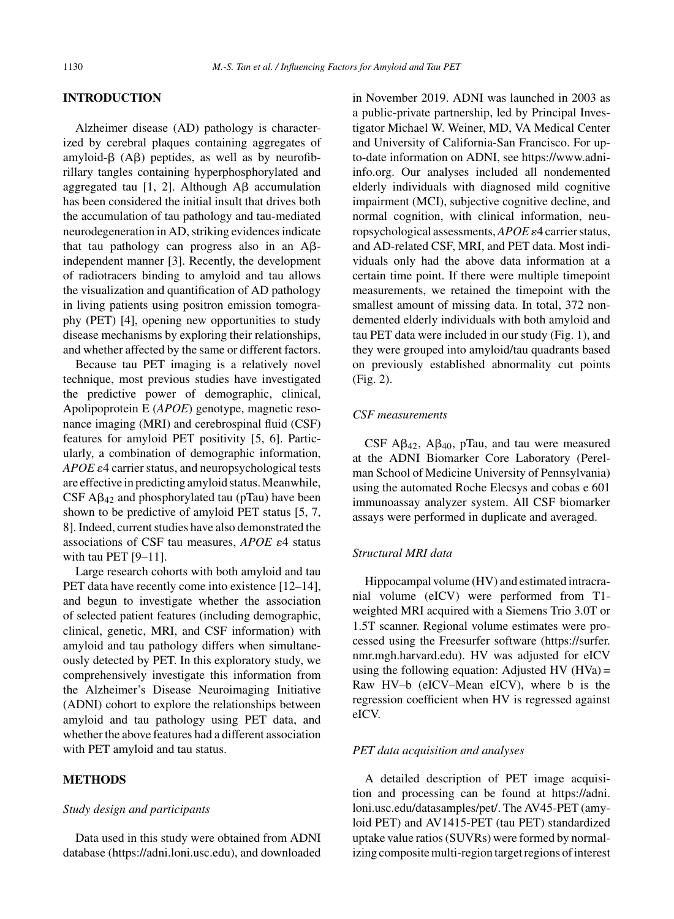## INTRODUCTION

Alzheimer disease (AD) pathology is characterized by cerebral plaques containing aggregates of amyloid-β (Aβ) peptides, as well as by neurofibrillary tangles containing hyperphosphorylated and aggregated tau [1, 2]. Although Aβ accumulation has been considered the initial insult that drives both the accumulation of tau pathology and tau-mediated neurodegeneration in AD, striking evidences indicate that tau pathology can progress also in an Aβ-independent manner [3]. Recently, the development of radiotracers binding to amyloid and tau allows the visualization and quantification of AD pathology in living patients using positron emission tomography (PET) [4], opening new opportunities to study disease mechanisms by exploring their relationships, and whether affected by the same or different factors.

Because tau PET imaging is a relatively novel technique, most previous studies have investigated the predictive power of demographic, clinical, Apolipoprotein E (*APOE*) genotype, magnetic resonance imaging (MRI) and cerebrospinal fluid (CSF) features for amyloid PET positivity [5, 6]. Particularly, a combination of demographic information, *APOE* ε4 carrier status, and neuropsychological tests are effective in predicting amyloid status. Meanwhile, CSF $A\beta_{42}$ and phosphorylated tau (pTau) have been shown to be predictive of amyloid PET status [5, 7, 8]. Indeed, current studies have also demonstrated the associations of CSF tau measures, *APOE* ε4 status with tau PET [9–11].

Large research cohorts with both amyloid and tau PET data have recently come into existence [12–14], and begun to investigate whether the association of selected patient features (including demographic, clinical, genetic, MRI, and CSF information) with amyloid and tau pathology differs when simultaneously detected by PET. In this exploratory study, we comprehensively investigate this information from the Alzheimer's Disease Neuroimaging Initiative (ADNI) cohort to explore the relationships between amyloid and tau pathology using PET data, and whether the above features had a different association with PET amyloid and tau status.

## METHODS

### *Study design and participants*

Data used in this study were obtained from ADNI database (https://adni.loni.usc.edu), and downloaded in November 2019. ADNI was launched in 2003 as a public-private partnership, led by Principal Investigator Michael W. Weiner, MD, VA Medical Center and University of California-San Francisco. For up-to-date information on ADNI, see https://www.adni-info.org. Our analyses included all nondemented elderly individuals with diagnosed mild cognitive impairment (MCI), subjective cognitive decline, and normal cognition, with clinical information, neuropsychological assessments, *APOE* ε4 carrier status, and AD-related CSF, MRI, and PET data. Most individuals only had the above data information at a certain time point. If there were multiple timepoint measurements, we retained the timepoint with the smallest amount of missing data. In total, 372 nondemented elderly individuals with both amyloid and tau PET data were included in our study (Fig. 1), and they were grouped into amyloid/tau quadrants based on previously established abnormality cut points (Fig. 2).

### *CSF measurements*

CSF $A\beta_{42}$, $A\beta_{40}$, pTau, and tau were measured at the ADNI Biomarker Core Laboratory (Perelman School of Medicine University of Pennsylvania) using the automated Roche Elecsys and cobas e 601 immunoassay analyzer system. All CSF biomarker assays were performed in duplicate and averaged.

### *Structural MRI data*

Hippocampal volume (HV) and estimated intracranial volume (eICV) were performed from T1-weighted MRI acquired with a Siemens Trio 3.0T or 1.5T scanner. Regional volume estimates were processed using the Freesurfer software (https://surfer.nmr.mgh.harvard.edu). HV was adjusted for eICV using the following equation: Adjusted HV (HVa) = Raw HV–b (eICV–Mean eICV), where b is the regression coefficient when HV is regressed against eICV.

### *PET data acquisition and analyses*

A detailed description of PET image acquisition and processing can be found at https://adni.loni.usc.edu/datasamples/pet/. The AV45-PET (amyloid PET) and AV1415-PET (tau PET) standardized uptake value ratios (SUVRs) were formed by normalizing composite multi-region target regions of interest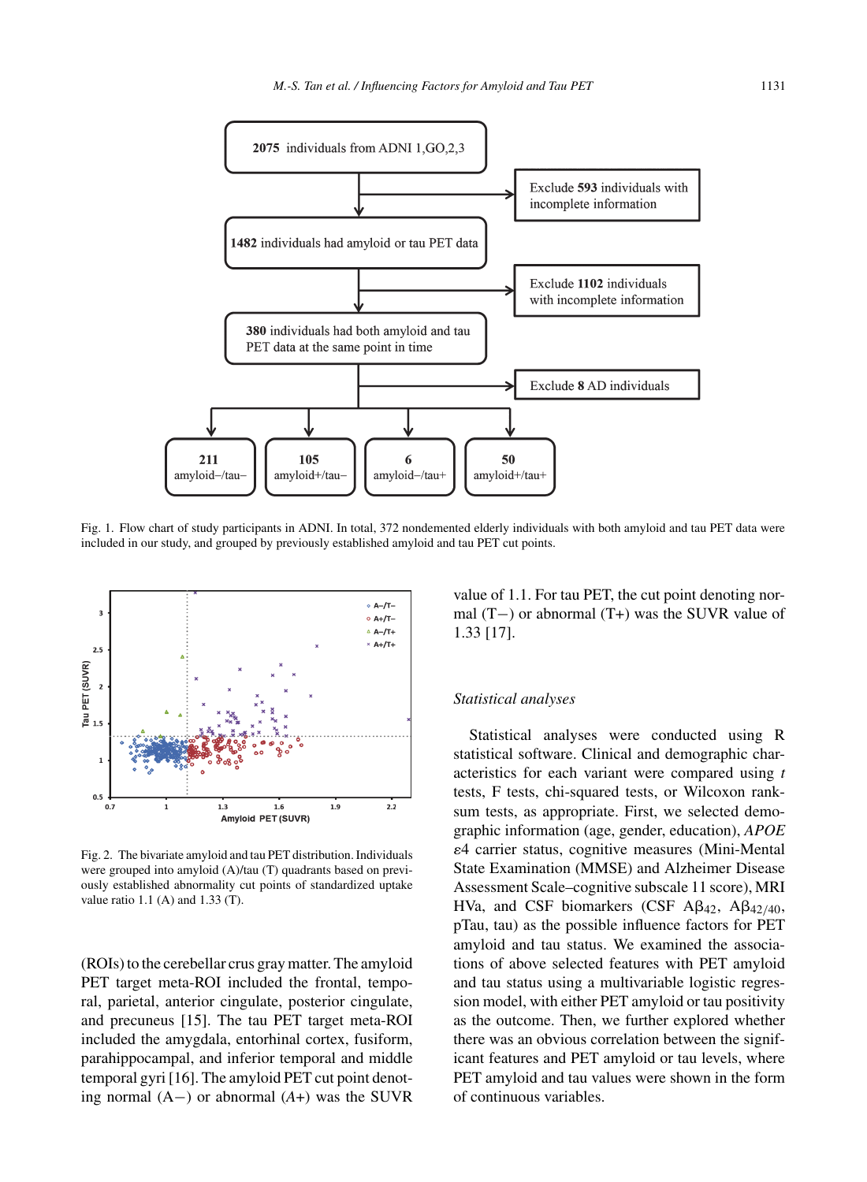Fig. 1. Flow chart of study participants in ADNI. In total, 372 nondemented elderly individuals with both amyloid and tau PET data were included in our study, and grouped by previously established amyloid and tau PET cut points.

Fig. 2. The bivariate amyloid and tau PET distribution. Individuals were grouped into amyloid (A)/tau (T) quadrants based on previously established abnormality cut points of standardized uptake value ratio 1.1 (A) and 1.33 (T).

(ROIs) to the cerebellar crus gray matter. The amyloid PET target meta-ROI included the frontal, temporal, parietal, anterior cingulate, posterior cingulate, and precuneus [15]. The tau PET target meta-ROI included the amygdala, entorhinal cortex, fusiform, parahippocampal, and inferior temporal and middle temporal gyri [16]. The amyloid PET cut point denoting normal (A−) or abnormal (*A*+) was the SUVR value of 1.1. For tau PET, the cut point denoting normal (T−) or abnormal (T+) was the SUVR value of 1.33 [17].

### *Statistical analyses*

Statistical analyses were conducted using R statistical software. Clinical and demographic characteristics for each variant were compared using *t* tests, F tests, chi-squared tests, or Wilcoxon rank-sum tests, as appropriate. First, we selected demographic information (age, gender, education), *APOE* $\varepsilon4$ carrier status, cognitive measures (Mini-Mental State Examination (MMSE) and Alzheimer Disease Assessment Scale–cognitive subscale 11 score), MRI HVa, and CSF biomarkers (CSF $A\beta_{42}$, $A\beta_{42/40}$, pTau, tau) as the possible influence factors for PET amyloid and tau status. We examined the associations of above selected features with PET amyloid and tau status using a multivariable logistic regression model, with either PET amyloid or tau positivity as the outcome. Then, we further explored whether there was an obvious correlation between the significant features and PET amyloid or tau levels, where PET amyloid and tau values were shown in the form of continuous variables.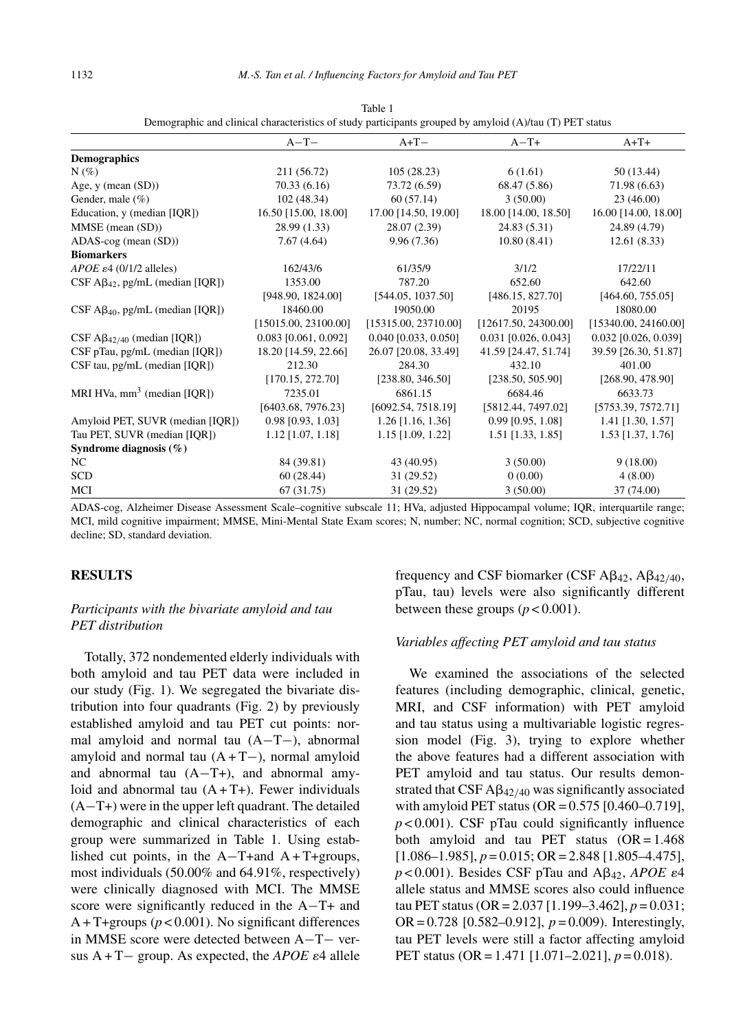Table 1
Demographic and clinical characteristics of study participants grouped by amyloid (A)/tau (T) PET status

| | A−T− | A+T− | A−T+ | A+T+ |
|---|---|---|---|---|
| **Demographics** | | | | |
| N (%) | 211 (56.72) | 105 (28.23) | 6 (1.61) | 50 (13.44) |
| Age, y (mean (SD)) | 70.33 (6.16) | 73.72 (6.59) | 68.47 (5.86) | 71.98 (6.63) |
| Gender, male (%) | 102 (48.34) | 60 (57.14) | 3 (50.00) | 23 (46.00) |
| Education, y (median [IQR]) | 16.50 [15.00, 18.00] | 17.00 [14.50, 19.00] | 18.00 [14.00, 18.50] | 16.00 [14.00, 18.00] |
| MMSE (mean (SD)) | 28.99 (1.33) | 28.07 (2.39) | 24.83 (5.31) | 24.89 (4.79) |
| ADAS-cog (mean (SD)) | 7.67 (4.64) | 9.96 (7.36) | 10.80 (8.41) | 12.61 (8.33) |
| **Biomarkers** | | | | |
| *APOE* ε4 (0/1/2 alleles) | 162/43/6 | 61/35/9 | 3/1/2 | 17/22/11 |
| CSF $A\beta_{42}$, pg/mL (median [IQR]) | 1353.00 [948.90, 1824.00] | 787.20 [544.05, 1037.50] | 652.60 [486.15, 827.70] | 642.60 [464.60, 755.05] |
| CSF $A\beta_{40}$, pg/mL (median [IQR]) | 18460.00 [15015.00, 23100.00] | 19050.00 [15315.00, 23710.00] | 20195 [12617.50, 24300.00] | 18080.00 [15340.00, 24160.00] |
| CSF $A\beta_{42/40}$ (median [IQR]) | 0.083 [0.061, 0.092] | 0.040 [0.033, 0.050] | 0.031 [0.026, 0.043] | 0.032 [0.026, 0.039] |
| CSF pTau, pg/mL (median [IQR]) | 18.20 [14.59, 22.66] | 26.07 [20.08, 33.49] | 41.59 [24.47, 51.74] | 39.59 [26.30, 51.87] |
| CSF tau, pg/mL (median [IQR]) | 212.30 [170.15, 272.70] | 284.30 [238.80, 346.50] | 432.10 [238.50, 505.90] | 401.00 [268.90, 478.90] |
| MRI HVa, $mm^3$ (median [IQR]) | 7235.01 [6403.68, 7976.23] | 6861.15 [6092.54, 7518.19] | 6684.46 [5812.44, 7497.02] | 6633.73 [5753.39, 7572.71] |
| Amyloid PET, SUVR (median [IQR]) | 0.98 [0.93, 1.03] | 1.26 [1.16, 1.36] | 0.99 [0.95, 1.08] | 1.41 [1.30, 1.57] |
| Tau PET, SUVR (median [IQR]) | 1.12 [1.07, 1.18] | 1.15 [1.09, 1.22] | 1.51 [1.33, 1.85] | 1.53 [1.37, 1.76] |
| **Syndrome diagnosis (%)** | | | | |
| NC | 84 (39.81) | 43 (40.95) | 3 (50.00) | 9 (18.00) |
| SCD | 60 (28.44) | 31 (29.52) | 0 (0.00) | 4 (8.00) |
| MCI | 67 (31.75) | 31 (29.52) | 3 (50.00) | 37 (74.00) |

ADAS-cog, Alzheimer Disease Assessment Scale–cognitive subscale 11; HVa, adjusted Hippocampal volume; IQR, interquartile range; MCI, mild cognitive impairment; MMSE, Mini-Mental State Exam scores; N, number; NC, normal cognition; SCD, subjective cognitive decline; SD, standard deviation.

## RESULTS

### *Participants with the bivariate amyloid and tau PET distribution*

Totally, 372 nondemented elderly individuals with both amyloid and tau PET data were included in our study (Fig. 1). We segregated the bivariate distribution into four quadrants (Fig. 2) by previously established amyloid and tau PET cut points: normal amyloid and normal tau (A−T−), abnormal amyloid and normal tau (A + T−), normal amyloid and abnormal tau (A−T+), and abnormal amyloid and abnormal tau (A + T+). Fewer individuals (A−T+) were in the upper left quadrant. The detailed demographic and clinical characteristics of each group were summarized in Table 1. Using established cut points, in the A−T+and A + T+groups, most individuals (50.00% and 64.91%, respectively) were clinically diagnosed with MCI. The MMSE score were significantly reduced in the A−T+ and A + T+groups ($p < 0.001$). No significant differences in MMSE score were detected between A−T− versus A + T− group. As expected, the *APOE* ε4 allele frequency and CSF biomarker (CSF $A\beta_{42}$, $A\beta_{42/40}$, pTau, tau) levels were also significantly different between these groups ($p < 0.001$).

### *Variables affecting PET amyloid and tau status*

We examined the associations of the selected features (including demographic, clinical, genetic, MRI, and CSF information) with PET amyloid and tau status using a multivariable logistic regression model (Fig. 3), trying to explore whether the above features had a different association with PET amyloid and tau status. Our results demonstrated that CSF $A\beta_{42/40}$ was significantly associated with amyloid PET status (OR = 0.575 [0.460–0.719], $p < 0.001$). CSF pTau could significantly influence both amyloid and tau PET status (OR = 1.468 [1.086–1.985], $p = 0.015$; OR = 2.848 [1.805–4.475], $p < 0.001$). Besides CSF pTau and $A\beta_{42}$, *APOE* ε4 allele status and MMSE scores also could influence tau PET status (OR = 2.037 [1.199–3.462], $p = 0.031$; OR = 0.728 [0.582–0.912], $p = 0.009$). Interestingly, tau PET levels were still a factor affecting amyloid PET status (OR = 1.471 [1.071–2.021], $p = 0.018$).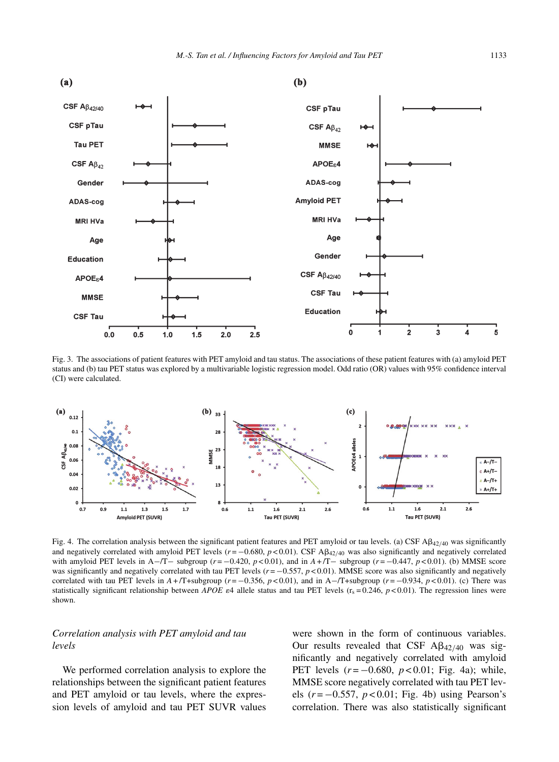Fig. 3. The associations of patient features with PET amyloid and tau status. The associations of these patient features with (a) amyloid PET status and (b) tau PET status was explored by a multivariable logistic regression model. Odd ratio (OR) values with 95% confidence interval (CI) were calculated.

Fig. 4. The correlation analysis between the significant patient features and PET amyloid or tau levels. (a) CSF $A\beta_{42/40}$ was significantly and negatively correlated with amyloid PET levels ($r = -0.680$, $p < 0.01$). CSF $A\beta_{42/40}$ was also significantly and negatively correlated with amyloid PET levels in A−/T− subgroup ($r = -0.420$, $p < 0.01$), and in A+/T− subgroup ($r = -0.447$, $p < 0.01$). (b) MMSE score was significantly and negatively correlated with tau PET levels ($r = -0.557$, $p < 0.01$). MMSE score was also significantly and negatively correlated with tau PET levels in A+/T+subgroup ($r = -0.356$, $p < 0.01$), and in A−/T+subgroup ($r = -0.934$, $p < 0.01$). (c) There was statistically significant relationship between *APOE* ε4 allele status and tau PET levels ($r_s = 0.246$, $p < 0.01$). The regression lines were shown.

### *Correlation analysis with PET amyloid and tau levels*

We performed correlation analysis to explore the relationships between the significant patient features and PET amyloid or tau levels, where the expression levels of amyloid and tau PET SUVR values were shown in the form of continuous variables. Our results revealed that CSF $A\beta_{42/40}$ was significantly and negatively correlated with amyloid PET levels ($r = -0.680$, $p < 0.01$; Fig. 4a); while, MMSE score negatively correlated with tau PET levels ($r = -0.557$, $p < 0.01$; Fig. 4b) using Pearson's correlation. There was also statistically significant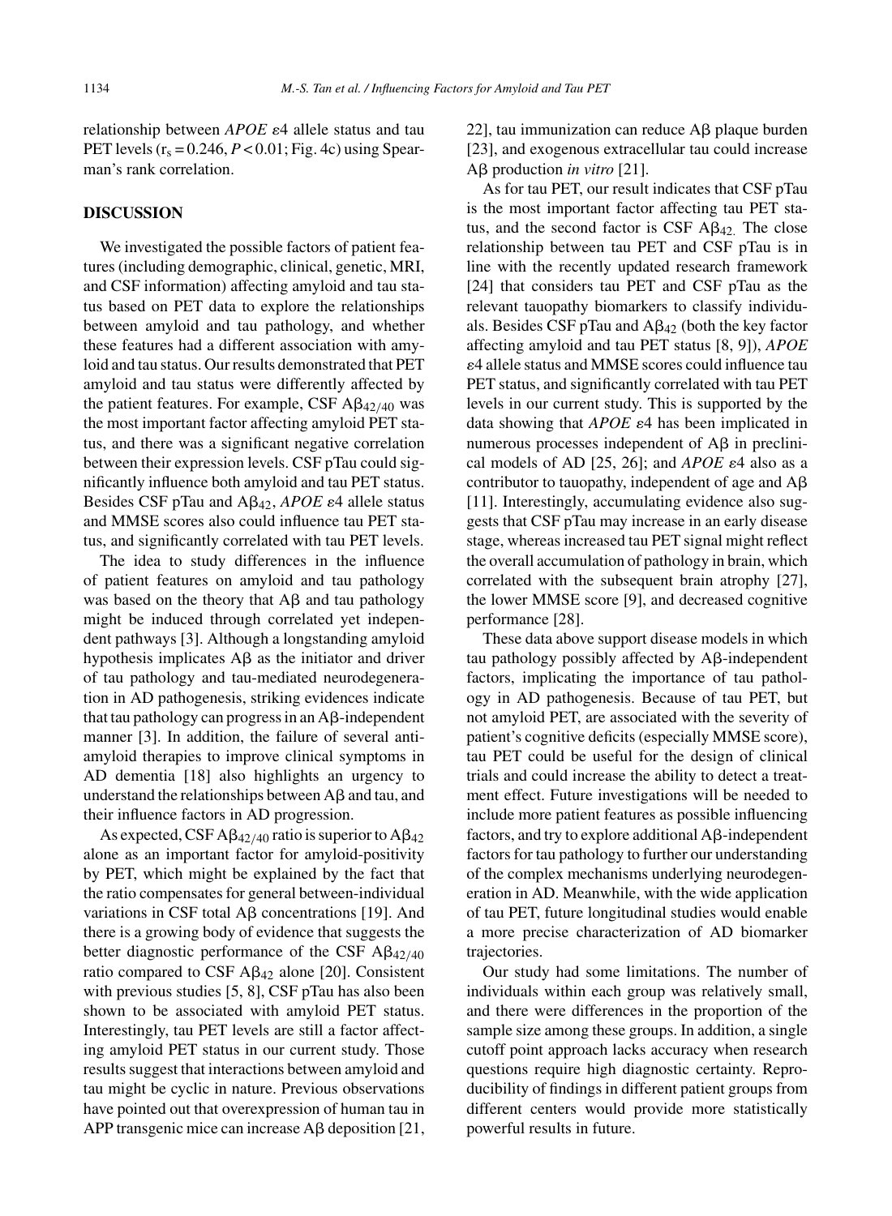relationship between *APOE* ε4 allele status and tau PET levels ($r_s = 0.246$, $P < 0.01$; Fig. 4c) using Spearman's rank correlation.

## DISCUSSION

We investigated the possible factors of patient features (including demographic, clinical, genetic, MRI, and CSF information) affecting amyloid and tau status based on PET data to explore the relationships between amyloid and tau pathology, and whether these features had a different association with amyloid and tau status. Our results demonstrated that PET amyloid and tau status were differently affected by the patient features. For example, CSF $A\beta_{42/40}$ was the most important factor affecting amyloid PET status, and there was a significant negative correlation between their expression levels. CSF pTau could significantly influence both amyloid and tau PET status. Besides CSF pTau and $A\beta_{42}$, *APOE* ε4 allele status and MMSE scores also could influence tau PET status, and significantly correlated with tau PET levels.

The idea to study differences in the influence of patient features on amyloid and tau pathology was based on the theory that Aβ and tau pathology might be induced through correlated yet independent pathways [3]. Although a longstanding amyloid hypothesis implicates Aβ as the initiator and driver of tau pathology and tau-mediated neurodegeneration in AD pathogenesis, striking evidences indicate that tau pathology can progress in an Aβ-independent manner [3]. In addition, the failure of several anti-amyloid therapies to improve clinical symptoms in AD dementia [18] also highlights an urgency to understand the relationships between Aβ and tau, and their influence factors in AD progression.

As expected, CSF $A\beta_{42/40}$ ratio is superior to $A\beta_{42}$ alone as an important factor for amyloid-positivity by PET, which might be explained by the fact that the ratio compensates for general between-individual variations in CSF total Aβ concentrations [19]. And there is a growing body of evidence that suggests the better diagnostic performance of the CSF $A\beta_{42/40}$ ratio compared to CSF $A\beta_{42}$ alone [20]. Consistent with previous studies [5, 8], CSF pTau has also been shown to be associated with amyloid PET status. Interestingly, tau PET levels are still a factor affecting amyloid PET status in our current study. Those results suggest that interactions between amyloid and tau might be cyclic in nature. Previous observations have pointed out that overexpression of human tau in APP transgenic mice can increase Aβ deposition [21, 22], tau immunization can reduce Aβ plaque burden [23], and exogenous extracellular tau could increase Aβ production *in vitro* [21].

As for tau PET, our result indicates that CSF pTau is the most important factor affecting tau PET status, and the second factor is CSF $A\beta_{42}$. The close relationship between tau PET and CSF pTau is in line with the recently updated research framework [24] that considers tau PET and CSF pTau as the relevant tauopathy biomarkers to classify individuals. Besides CSF pTau and $A\beta_{42}$ (both the key factor affecting amyloid and tau PET status [8, 9]), *APOE* ε4 allele status and MMSE scores could influence tau PET status, and significantly correlated with tau PET levels in our current study. This is supported by the data showing that *APOE* ε4 has been implicated in numerous processes independent of Aβ in preclinical models of AD [25, 26]; and *APOE* ε4 also as a contributor to tauopathy, independent of age and Aβ [11]. Interestingly, accumulating evidence also suggests that CSF pTau may increase in an early disease stage, whereas increased tau PET signal might reflect the overall accumulation of pathology in brain, which correlated with the subsequent brain atrophy [27], the lower MMSE score [9], and decreased cognitive performance [28].

These data above support disease models in which tau pathology possibly affected by Aβ-independent factors, implicating the importance of tau pathology in AD pathogenesis. Because of tau PET, but not amyloid PET, are associated with the severity of patient's cognitive deficits (especially MMSE score), tau PET could be useful for the design of clinical trials and could increase the ability to detect a treatment effect. Future investigations will be needed to include more patient features as possible influencing factors, and try to explore additional Aβ-independent factors for tau pathology to further our understanding of the complex mechanisms underlying neurodegeneration in AD. Meanwhile, with the wide application of tau PET, future longitudinal studies would enable a more precise characterization of AD biomarker trajectories.

Our study had some limitations. The number of individuals within each group was relatively small, and there were differences in the proportion of the sample size among these groups. In addition, a single cutoff point approach lacks accuracy when research questions require high diagnostic certainty. Reproducibility of findings in different patient groups from different centers would provide more statistically powerful results in future.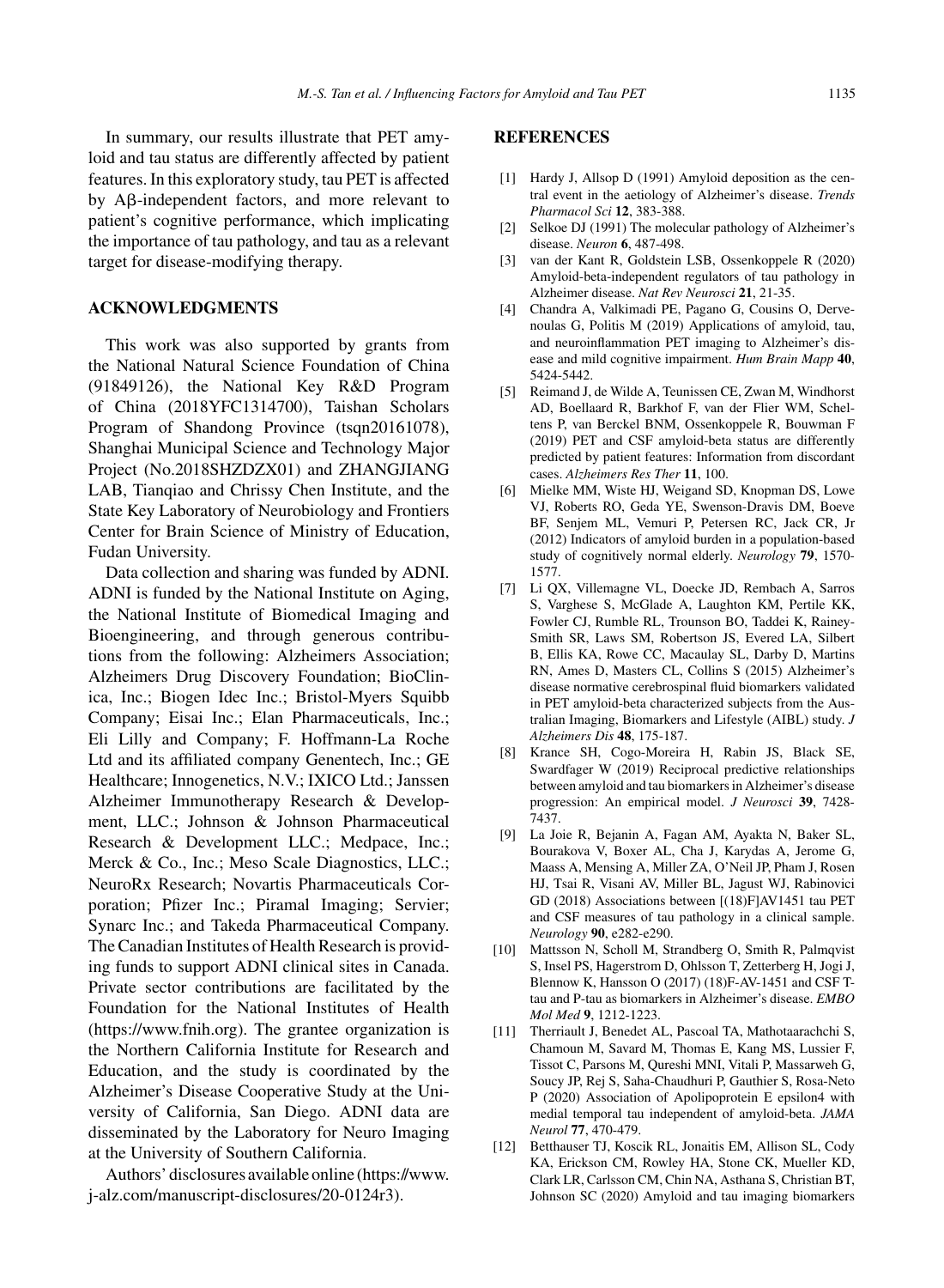In summary, our results illustrate that PET amyloid and tau status are differently affected by patient features. In this exploratory study, tau PET is affected by Aβ-independent factors, and more relevant to patient's cognitive performance, which implicating the importance of tau pathology, and tau as a relevant target for disease-modifying therapy.

## ACKNOWLEDGMENTS

This work was also supported by grants from the National Natural Science Foundation of China (91849126), the National Key R&D Program of China (2018YFC1314700), Taishan Scholars Program of Shandong Province (tsqn20161078), Shanghai Municipal Science and Technology Major Project (No.2018SHZDZX01) and ZHANGJIANG LAB, Tianqiao and Chrissy Chen Institute, and the State Key Laboratory of Neurobiology and Frontiers Center for Brain Science of Ministry of Education, Fudan University.

Data collection and sharing was funded by ADNI. ADNI is funded by the National Institute on Aging, the National Institute of Biomedical Imaging and Bioengineering, and through generous contributions from the following: Alzheimers Association; Alzheimers Drug Discovery Foundation; BioClinica, Inc.; Biogen Idec Inc.; Bristol-Myers Squibb Company; Eisai Inc.; Elan Pharmaceuticals, Inc.; Eli Lilly and Company; F. Hoffmann-La Roche Ltd and its affiliated company Genentech, Inc.; GE Healthcare; Innogenetics, N.V.; IXICO Ltd.; Janssen Alzheimer Immunotherapy Research & Development, LLC.; Johnson & Johnson Pharmaceutical Research & Development LLC.; Medpace, Inc.; Merck & Co., Inc.; Meso Scale Diagnostics, LLC.; NeuroRx Research; Novartis Pharmaceuticals Corporation; Pfizer Inc.; Piramal Imaging; Servier; Synarc Inc.; and Takeda Pharmaceutical Company. The Canadian Institutes of Health Research is providing funds to support ADNI clinical sites in Canada. Private sector contributions are facilitated by the Foundation for the National Institutes of Health (https://www.fnih.org). The grantee organization is the Northern California Institute for Research and Education, and the study is coordinated by the Alzheimer's Disease Cooperative Study at the University of California, San Diego. ADNI data are disseminated by the Laboratory for Neuro Imaging at the University of Southern California.

Authors' disclosures available online (https://www.j-alz.com/manuscript-disclosures/20-0124r3).

## REFERENCES

[1] Hardy J, Allsop D (1991) Amyloid deposition as the central event in the aetiology of Alzheimer's disease. *Trends Pharmacol Sci* **12**, 383-388.

[2] Selkoe DJ (1991) The molecular pathology of Alzheimer's disease. *Neuron* **6**, 487-498.

[3] van der Kant R, Goldstein LSB, Ossenkoppele R (2020) Amyloid-beta-independent regulators of tau pathology in Alzheimer disease. *Nat Rev Neurosci* **21**, 21-35.

[4] Chandra A, Valkimadi PE, Pagano G, Cousins O, Dervenoulas G, Politis M (2019) Applications of amyloid, tau, and neuroinflammation PET imaging to Alzheimer's disease and mild cognitive impairment. *Hum Brain Mapp* **40**, 5424-5442.

[5] Reimand J, de Wilde A, Teunissen CE, Zwan M, Windhorst AD, Boellaard R, Barkhof F, van der Flier WM, Scheltens P, van Berckel BNM, Ossenkoppele R, Bouwman F (2019) PET and CSF amyloid-beta status are differently predicted by patient features: Information from discordant cases. *Alzheimers Res Ther* **11**, 100.

[6] Mielke MM, Wiste HJ, Weigand SD, Knopman DS, Lowe VJ, Roberts RO, Geda YE, Swenson-Dravis DM, Boeve BF, Senjem ML, Vemuri P, Petersen RC, Jack CR, Jr (2012) Indicators of amyloid burden in a population-based study of cognitively normal elderly. *Neurology* **79**, 1570-1577.

[7] Li QX, Villemagne VL, Doecke JD, Rembach A, Sarros S, Varghese S, McGlade A, Laughton KM, Pertile KK, Fowler CJ, Rumble RL, Trounson BO, Taddei K, Rainey-Smith SR, Laws SM, Robertson JS, Evered LA, Silbert B, Ellis KA, Rowe CC, Macaulay SL, Darby D, Martins RN, Ames D, Masters CL, Collins S (2015) Alzheimer's disease normative cerebrospinal fluid biomarkers validated in PET amyloid-beta characterized subjects from the Australian Imaging, Biomarkers and Lifestyle (AIBL) study. *J Alzheimers Dis* **48**, 175-187.

[8] Krance SH, Cogo-Moreira H, Rabin JS, Black SE, Swardfager W (2019) Reciprocal predictive relationships between amyloid and tau biomarkers in Alzheimer's disease progression: An empirical model. *J Neurosci* **39**, 7428-7437.

[9] La Joie R, Bejanin A, Fagan AM, Ayakta N, Baker SL, Bourakova V, Boxer AL, Cha J, Karydas A, Jerome G, Maass A, Mensing A, Miller ZA, O'Neil JP, Pham J, Rosen HJ, Tsai R, Visani AV, Miller BL, Jagust WJ, Rabinovici GD (2018) Associations between [(18)F]AV1451 tau PET and CSF measures of tau pathology in a clinical sample. *Neurology* **90**, e282-e290.

[10] Mattsson N, Scholl M, Strandberg O, Smith R, Palmqvist S, Insel PS, Hagerstrom D, Ohlsson T, Zetterberg H, Jogi J, Blennow K, Hansson O (2017) (18)F-AV-1451 and CSF T-tau and P-tau as biomarkers in Alzheimer's disease. *EMBO Mol Med* **9**, 1212-1223.

[11] Therriault J, Benedet AL, Pascoal TA, Mathotaarachchi S, Chamoun M, Savard M, Thomas E, Kang MS, Lussier F, Tissot C, Parsons M, Qureshi MNI, Vitali P, Massarweh G, Soucy JP, Rej S, Saha-Chaudhuri P, Gauthier S, Rosa-Neto P (2020) Association of Apolipoprotein E epsilon4 with medial temporal tau independent of amyloid-beta. *JAMA Neurol* **77**, 470-479.

[12] Betthauser TJ, Koscik RL, Jonaitis EM, Allison SL, Cody KA, Erickson CM, Rowley HA, Stone CK, Mueller KD, Clark LR, Carlsson CM, Chin NA, Asthana S, Christian BT, Johnson SC (2020) Amyloid and tau imaging biomarkers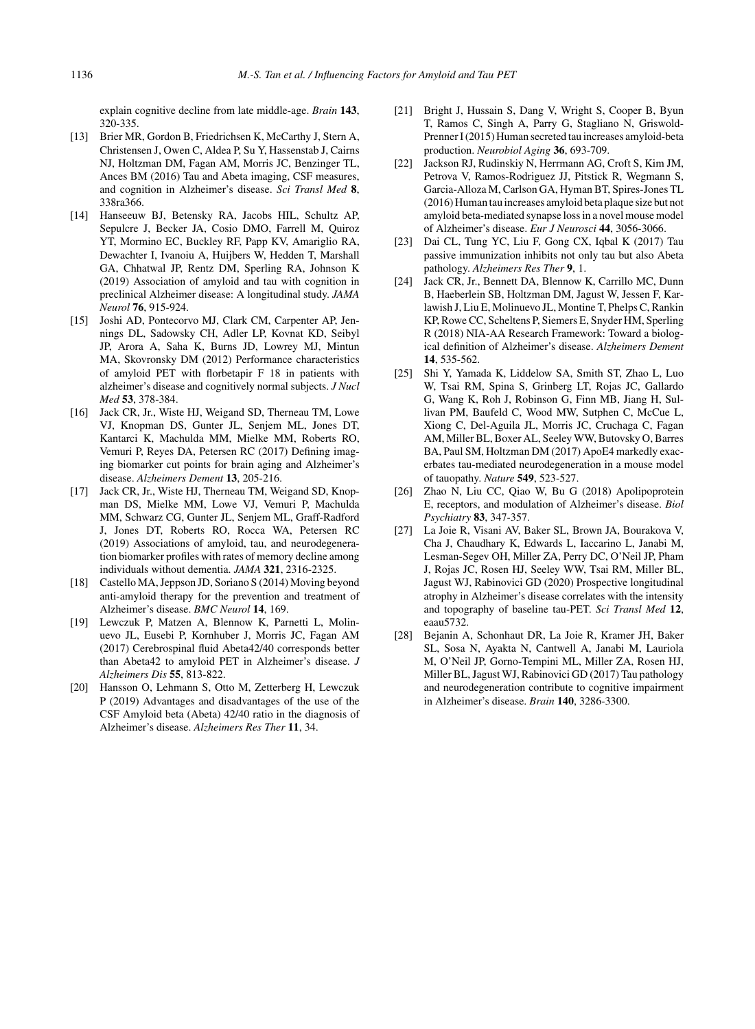explain cognitive decline from late middle-age. *Brain* **143**, 320-335.

[13] Brier MR, Gordon B, Friedrichsen K, McCarthy J, Stern A, Christensen J, Owen C, Aldea P, Su Y, Hassenstab J, Cairns NJ, Holtzman DM, Fagan AM, Morris JC, Benzinger TL, Ances BM (2016) Tau and Abeta imaging, CSF measures, and cognition in Alzheimer's disease. *Sci Transl Med* **8**, 338ra366.

[14] Hanseeuw BJ, Betensky RA, Jacobs HIL, Schultz AP, Sepulcre J, Becker JA, Cosio DMO, Farrell M, Quiroz YT, Mormino EC, Buckley RF, Papp KV, Amariglio RA, Dewachter I, Ivanoiu A, Huijbers W, Hedden T, Marshall GA, Chhatwal JP, Rentz DM, Sperling RA, Johnson K (2019) Association of amyloid and tau with cognition in preclinical Alzheimer disease: A longitudinal study. *JAMA Neurol* **76**, 915-924.

[15] Joshi AD, Pontecorvo MJ, Clark CM, Carpenter AP, Jennings DL, Sadowsky CH, Adler LP, Kovnat KD, Seibyl JP, Arora A, Saha K, Burns JD, Lowrey MJ, Mintun MA, Skovronsky DM (2012) Performance characteristics of amyloid PET with florbetapir F 18 in patients with alzheimer's disease and cognitively normal subjects. *J Nucl Med* **53**, 378-384.

[16] Jack CR, Jr., Wiste HJ, Weigand SD, Therneau TM, Lowe VJ, Knopman DS, Gunter JL, Senjem ML, Jones DT, Kantarci K, Machulda MM, Mielke MM, Roberts RO, Vemuri P, Reyes DA, Petersen RC (2017) Defining imaging biomarker cut points for brain aging and Alzheimer's disease. *Alzheimers Dement* **13**, 205-216.

[17] Jack CR, Jr., Wiste HJ, Therneau TM, Weigand SD, Knopman DS, Mielke MM, Lowe VJ, Vemuri P, Machulda MM, Schwarz CG, Gunter JL, Senjem ML, Graff-Radford J, Jones DT, Roberts RO, Rocca WA, Petersen RC (2019) Associations of amyloid, tau, and neurodegeneration biomarker profiles with rates of memory decline among individuals without dementia. *JAMA* **321**, 2316-2325.

[18] Castello MA, Jeppson JD, Soriano S (2014) Moving beyond anti-amyloid therapy for the prevention and treatment of Alzheimer's disease. *BMC Neurol* **14**, 169.

[19] Lewczuk P, Matzen A, Blennow K, Parnetti L, Molinuevo JL, Eusebi P, Kornhuber J, Morris JC, Fagan AM (2017) Cerebrospinal fluid Abeta42/40 corresponds better than Abeta42 to amyloid PET in Alzheimer's disease. *J Alzheimers Dis* **55**, 813-822.

[20] Hansson O, Lehmann S, Otto M, Zetterberg H, Lewczuk P (2019) Advantages and disadvantages of the use of the CSF Amyloid beta (Abeta) 42/40 ratio in the diagnosis of Alzheimer's disease. *Alzheimers Res Ther* **11**, 34.

[21] Bright J, Hussain S, Dang V, Wright S, Cooper B, Byun T, Ramos C, Singh A, Parry G, Stagliano N, Griswold-Prenner I (2015) Human secreted tau increases amyloid-beta production. *Neurobiol Aging* **36**, 693-709.

[22] Jackson RJ, Rudinskiy N, Herrmann AG, Croft S, Kim JM, Petrova V, Ramos-Rodriguez JJ, Pitstick R, Wegmann S, Garcia-Alloza M, Carlson GA, Hyman BT, Spires-Jones TL (2016) Human tau increases amyloid beta plaque size but not amyloid beta-mediated synapse loss in a novel mouse model of Alzheimer's disease. *Eur J Neurosci* **44**, 3056-3066.

[23] Dai CL, Tung YC, Liu F, Gong CX, Iqbal K (2017) Tau passive immunization inhibits not only tau but also Abeta pathology. *Alzheimers Res Ther* **9**, 1.

[24] Jack CR, Jr., Bennett DA, Blennow K, Carrillo MC, Dunn B, Haeberlein SB, Holtzman DM, Jagust W, Jessen F, Karlawish J, Liu E, Molinuevo JL, Montine T, Phelps C, Rankin KP, Rowe CC, Scheltens P, Siemers E, Snyder HM, Sperling R (2018) NIA-AA Research Framework: Toward a biological definition of Alzheimer's disease. *Alzheimers Dement* **14**, 535-562.

[25] Shi Y, Yamada K, Liddelow SA, Smith ST, Zhao L, Luo W, Tsai RM, Spina S, Grinberg LT, Rojas JC, Gallardo G, Wang K, Roh J, Robinson G, Finn MB, Jiang H, Sullivan PM, Baufeld C, Wood MW, Sutphen C, McCue L, Xiong C, Del-Aguila JL, Morris JC, Cruchaga C, Fagan AM, Miller BL, Boxer AL, Seeley WW, Butovsky O, Barres BA, Paul SM, Holtzman DM (2017) ApoE4 markedly exacerbates tau-mediated neurodegeneration in a mouse model of tauopathy. *Nature* **549**, 523-527.

[26] Zhao N, Liu CC, Qiao W, Bu G (2018) Apolipoprotein E, receptors, and modulation of Alzheimer's disease. *Biol Psychiatry* **83**, 347-357.

[27] La Joie R, Visani AV, Baker SL, Brown JA, Bourakova V, Cha J, Chaudhary K, Edwards L, Iaccarino L, Janabi M, Lesman-Segev OH, Miller ZA, Perry DC, O'Neil JP, Pham J, Rojas JC, Rosen HJ, Seeley WW, Tsai RM, Miller BL, Jagust WJ, Rabinovici GD (2020) Prospective longitudinal atrophy in Alzheimer's disease correlates with the intensity and topography of baseline tau-PET. *Sci Transl Med* **12**, eaau5732.

[28] Bejanin A, Schonhaut DR, La Joie R, Kramer JH, Baker SL, Sosa N, Ayakta N, Cantwell A, Janabi M, Lauriola M, O'Neil JP, Gorno-Tempini ML, Miller ZA, Rosen HJ, Miller BL, Jagust WJ, Rabinovici GD (2017) Tau pathology and neurodegeneration contribute to cognitive impairment in Alzheimer's disease. *Brain* **140**, 3286-3300.